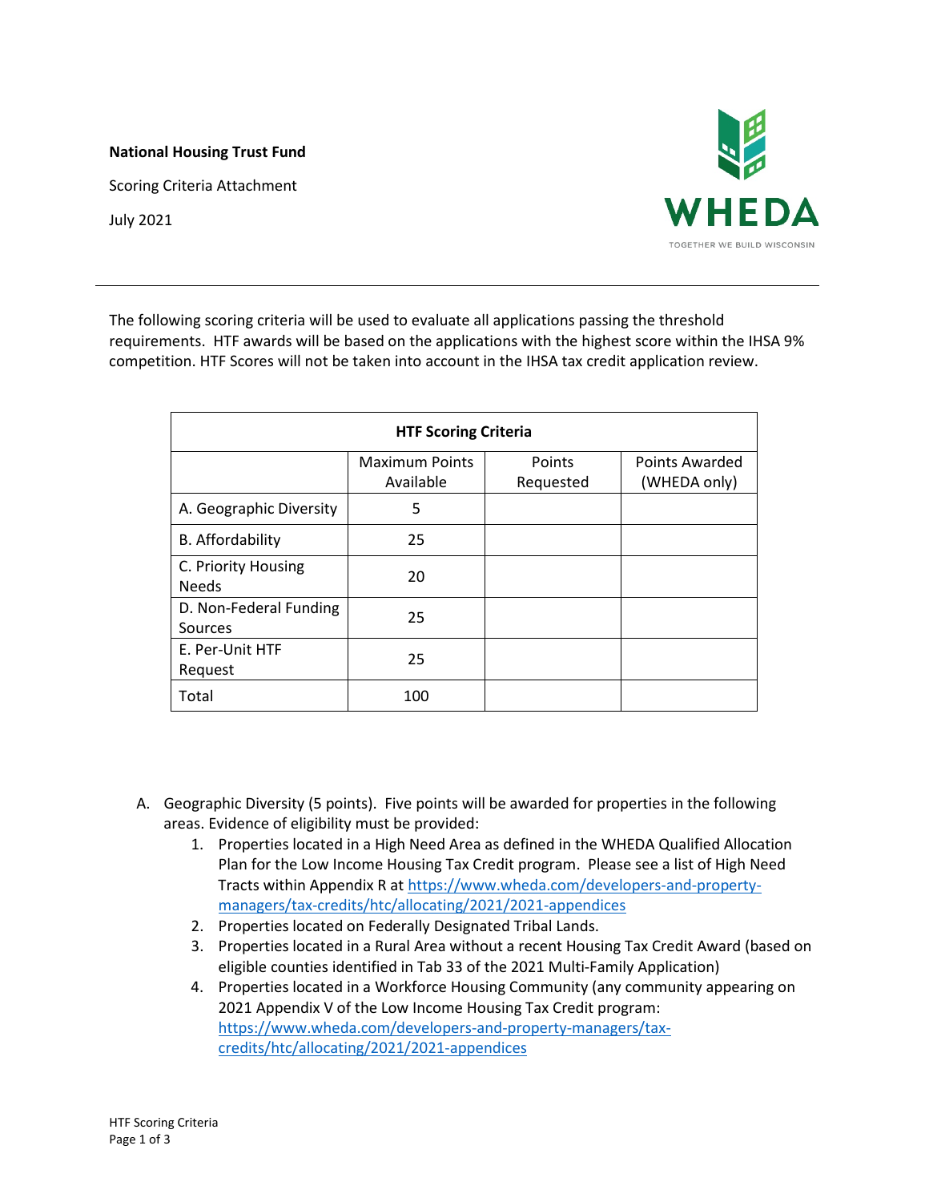**National Housing Trust Fund**

Scoring Criteria Attachment

July 2021

WHEDA

TOGETHER WE BUILD WISCONSIN

---

The following scoring criteria will be used to evaluate all applications passing the threshold requirements. HTF awards will be based on the applications with the highest score within the IHSA 9% competition. HTF Scores will not be taken into account in the IHSA tax credit application review.

| HTF Scoring Criteria | | | |
|---|---|---|---|
| | Maximum Points Available | Points Requested | Points Awarded (WHEDA only) |
| A. Geographic Diversity | 5 | | |
| B. Affordability | 25 | | |
| C. Priority Housing Needs | 20 | | |
| D. Non-Federal Funding Sources | 25 | | |
| E. Per-Unit HTF Request | 25 | | |
| Total | 100 | | |

A. Geographic Diversity (5 points). Five points will be awarded for properties in the following areas. Evidence of eligibility must be provided:
   1. Properties located in a High Need Area as defined in the WHEDA Qualified Allocation Plan for the Low Income Housing Tax Credit program. Please see a list of High Need Tracts within Appendix R at https://www.wheda.com/developers-and-property-managers/tax-credits/htc/allocating/2021/2021-appendices
   2. Properties located on Federally Designated Tribal Lands.
   3. Properties located in a Rural Area without a recent Housing Tax Credit Award (based on eligible counties identified in Tab 33 of the 2021 Multi-Family Application)
   4. Properties located in a Workforce Housing Community (any community appearing on 2021 Appendix V of the Low Income Housing Tax Credit program: https://www.wheda.com/developers-and-property-managers/tax-credits/htc/allocating/2021/2021-appendices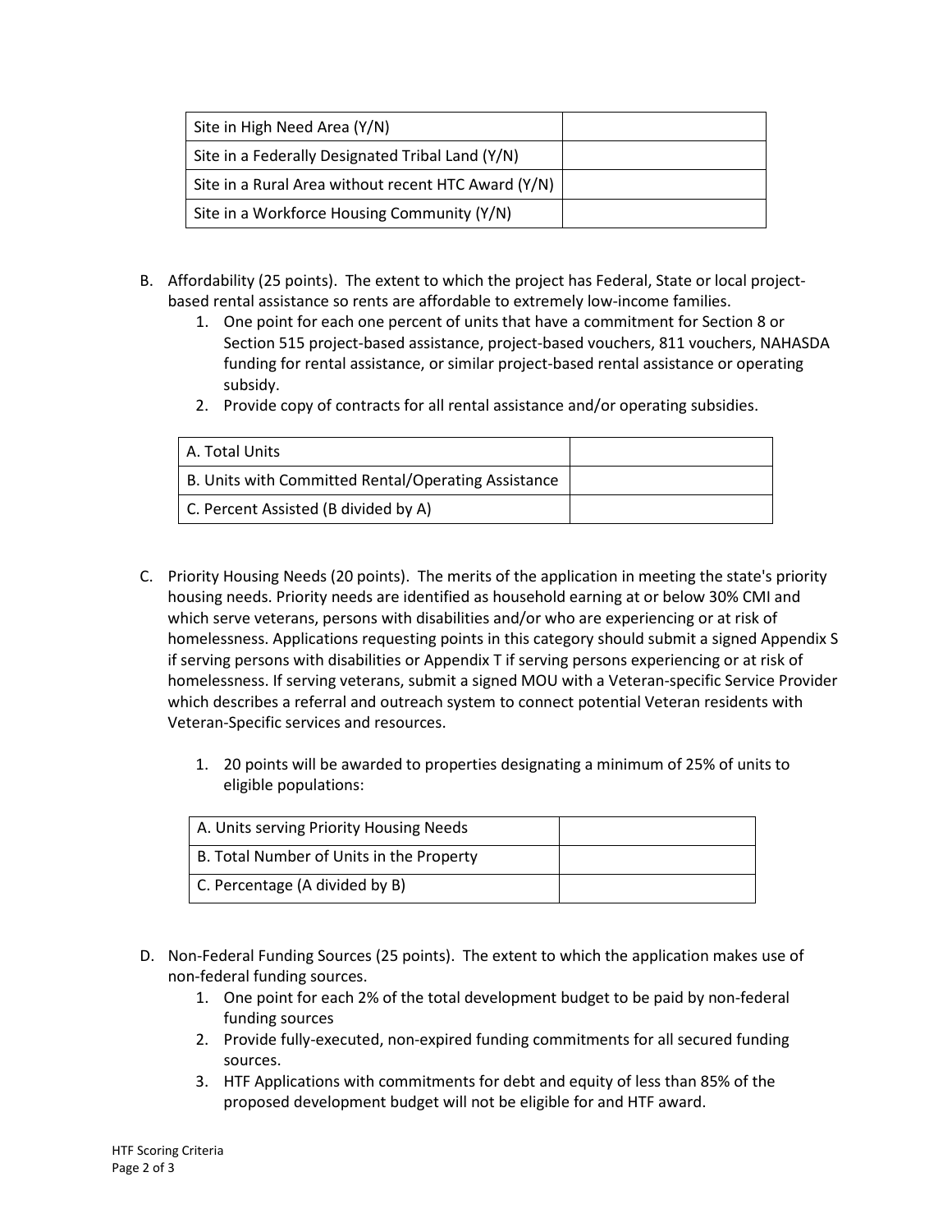| Site in High Need Area (Y/N) | |
|---|---|
| Site in a Federally Designated Tribal Land (Y/N) | |
| Site in a Rural Area without recent HTC Award (Y/N) | |
| Site in a Workforce Housing Community (Y/N) | |

B. Affordability (25 points). The extent to which the project has Federal, State or local project-based rental assistance so rents are affordable to extremely low-income families.
   1. One point for each one percent of units that have a commitment for Section 8 or Section 515 project-based assistance, project-based vouchers, 811 vouchers, NAHASDA funding for rental assistance, or similar project-based rental assistance or operating subsidy.
   2. Provide copy of contracts for all rental assistance and/or operating subsidies.

| A. Total Units | |
|---|---|
| B. Units with Committed Rental/Operating Assistance | |
| C. Percent Assisted (B divided by A) | |

C. Priority Housing Needs (20 points). The merits of the application in meeting the state's priority housing needs. Priority needs are identified as household earning at or below 30% CMI and which serve veterans, persons with disabilities and/or who are experiencing or at risk of homelessness. Applications requesting points in this category should submit a signed Appendix S if serving persons with disabilities or Appendix T if serving persons experiencing or at risk of homelessness. If serving veterans, submit a signed MOU with a Veteran-specific Service Provider which describes a referral and outreach system to connect potential Veteran residents with Veteran-Specific services and resources.

   1. 20 points will be awarded to properties designating a minimum of 25% of units to eligible populations:

| A. Units serving Priority Housing Needs | |
|---|---|
| B. Total Number of Units in the Property | |
| C. Percentage (A divided by B) | |

D. Non-Federal Funding Sources (25 points). The extent to which the application makes use of non-federal funding sources.
   1. One point for each 2% of the total development budget to be paid by non-federal funding sources
   2. Provide fully-executed, non-expired funding commitments for all secured funding sources.
   3. HTF Applications with commitments for debt and equity of less than 85% of the proposed development budget will not be eligible for and HTF award.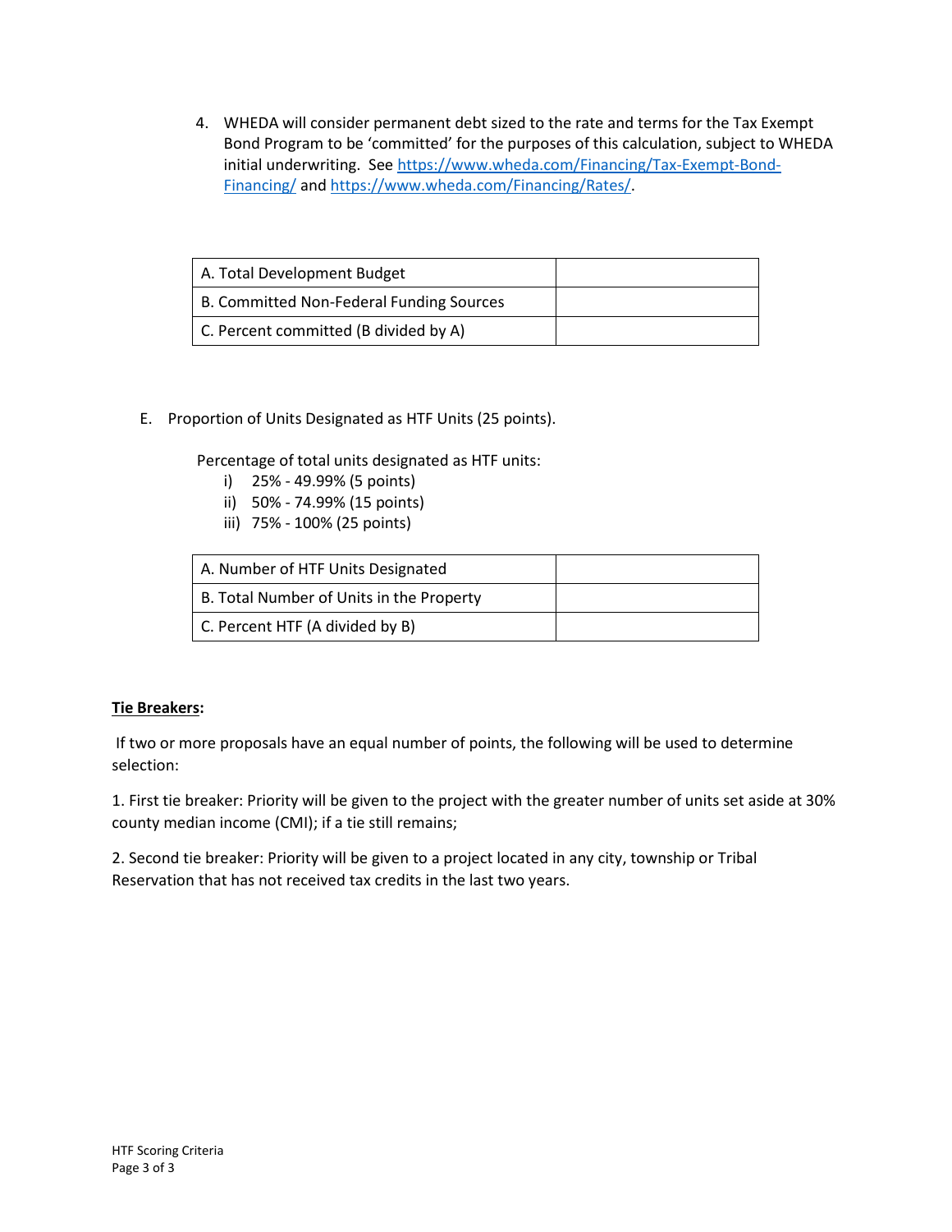4. WHEDA will consider permanent debt sized to the rate and terms for the Tax Exempt Bond Program to be 'committed' for the purposes of this calculation, subject to WHEDA initial underwriting. See [https://www.wheda.com/Financing/Tax-Exempt-Bond-Financing/](https://www.wheda.com/Financing/Tax-Exempt-Bond-Financing/) and [https://www.wheda.com/Financing/Rates/](https://www.wheda.com/Financing/Rates/).

| | |
|---|---|
| A. Total Development Budget | |
| B. Committed Non-Federal Funding Sources | |
| C. Percent committed (B divided by A) | |

E. Proportion of Units Designated as HTF Units (25 points).

Percentage of total units designated as HTF units:

i) 25% - 49.99% (5 points)
ii) 50% - 74.99% (15 points)
iii) 75% - 100% (25 points)

| | |
|---|---|
| A. Number of HTF Units Designated | |
| B. Total Number of Units in the Property | |
| C. Percent HTF (A divided by B) | |

**Tie Breakers:**

If two or more proposals have an equal number of points, the following will be used to determine selection:

1. First tie breaker: Priority will be given to the project with the greater number of units set aside at 30% county median income (CMI); if a tie still remains;

2. Second tie breaker: Priority will be given to a project located in any city, township or Tribal Reservation that has not received tax credits in the last two years.